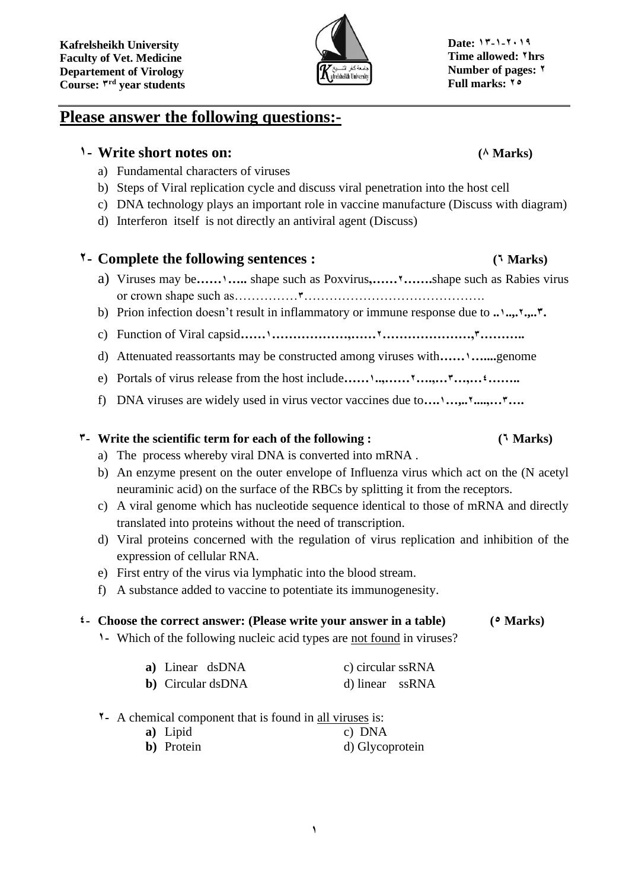Kafrelsheikh University
Faculty of Vet. Medicine
Departement of Virology
Course: ٣rd year students

Date: ١٣-١-٢٠١٩
Time allowed: ٢hrs
Number of pages: ٢
Full marks: ٢٥

# Please answer the following questions:-

## ١- Write short notes on: (٨ Marks)

a) Fundamental characters of viruses
b) Steps of Viral replication cycle and discuss viral penetration into the host cell
c) DNA technology plays an important role in vaccine manufacture (Discuss with diagram)
d) Interferon itself is not directly an antiviral agent (Discuss)

## ٢- Complete the following sentences : (٦ Marks)

a) Viruses may be**……١…..** shape such as Poxvirus**,……٢…….**shape such as Rabies virus or crown shape such as……………٣…………………………………….
b) Prion infection doesn't result in inflammatory or immune response due to **..١..,.٢.,..٣.**
c) Function of Viral capsid**……١……………….,……٢…………………,٣………..**
d) Attenuated reassortants may be constructed among viruses with**……١…...**genome
e) Portals of virus release from the host include**……١..,……٢…..,…٣…,…٤……..**
f) DNA viruses are widely used in virus vector vaccines due to**….١…,..٢....,…٣….**

## ٣- Write the scientific term for each of the following : (٦ Marks)

a) The process whereby viral DNA is converted into mRNA .
b) An enzyme present on the outer envelope of Influenza virus which act on the (N acetyl neuraminic acid) on the surface of the RBCs by splitting it from the receptors.
c) A viral genome which has nucleotide sequence identical to those of mRNA and directly translated into proteins without the need of transcription.
d) Viral proteins concerned with the regulation of virus replication and inhibition of the expression of cellular RNA.
e) First entry of the virus via lymphatic into the blood stream.
f) A substance added to vaccine to potentiate its immunogenesity.

## ٤- Choose the correct answer: (Please write your answer in a table) (٥ Marks)

١- Which of the following nucleic acid types are not found in viruses?

**a)** Linear dsDNA c) circular ssRNA
**b)** Circular dsDNA d) linear ssRNA

٢- A chemical component that is found in all viruses is:

**a)** Lipid c) DNA
**b)** Protein d) Glycoprotein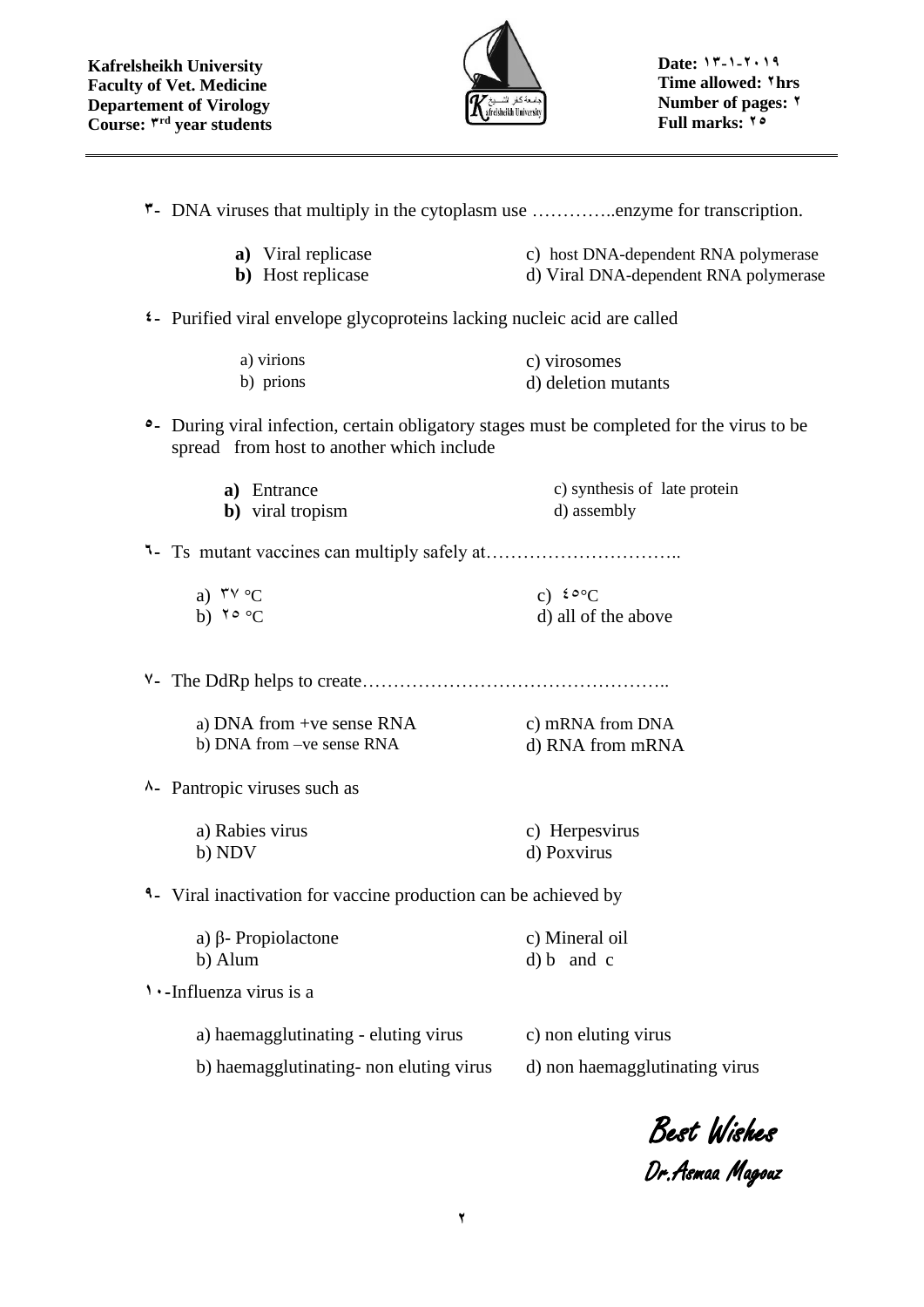**Kafrelsheikh University**
**Faculty of Vet. Medicine**
**Departement of Virology**
**Course: ٣rd year students**

**Date: ١٣-١-٢٠١٩**
**Time allowed: ٢hrs**
**Number of pages: ٢**
**Full marks: ٢٥**

---

٣- DNA viruses that multiply in the cytoplasm use …………..enzyme for transcription.

**a)** Viral replicase
**b)** Host replicase
c) host DNA-dependent RNA polymerase
d) Viral DNA-dependent RNA polymerase

٤- Purified viral envelope glycoproteins lacking nucleic acid are called

a) virions
b) prions
c) virosomes
d) deletion mutants

٥- During viral infection, certain obligatory stages must be completed for the virus to be spread from host to another which include

**a)** Entrance
**b)** viral tropism
c) synthesis of late protein
d) assembly

٦- Ts mutant vaccines can multiply safely at…………………………..

a) ٣٧ °C
b) ٢٥ °C
c) ٤٥°C
d) all of the above

٧- The DdRp helps to create…………………………………………..

a) DNA from +ve sense RNA
b) DNA from –ve sense RNA
c) mRNA from DNA
d) RNA from mRNA

٨- Pantropic viruses such as

a) Rabies virus
b) NDV
c) Herpesvirus
d) Poxvirus

٩- Viral inactivation for vaccine production can be achieved by

a) β- Propiolactone
b) Alum
c) Mineral oil
d) b and c

١٠-Influenza virus is a

a) haemagglutinating - eluting virus
b) haemagglutinating- non eluting virus
c) non eluting virus
d) non haemagglutinating virus

*Best Wishes*
*Dr.Asmaa Magouz*